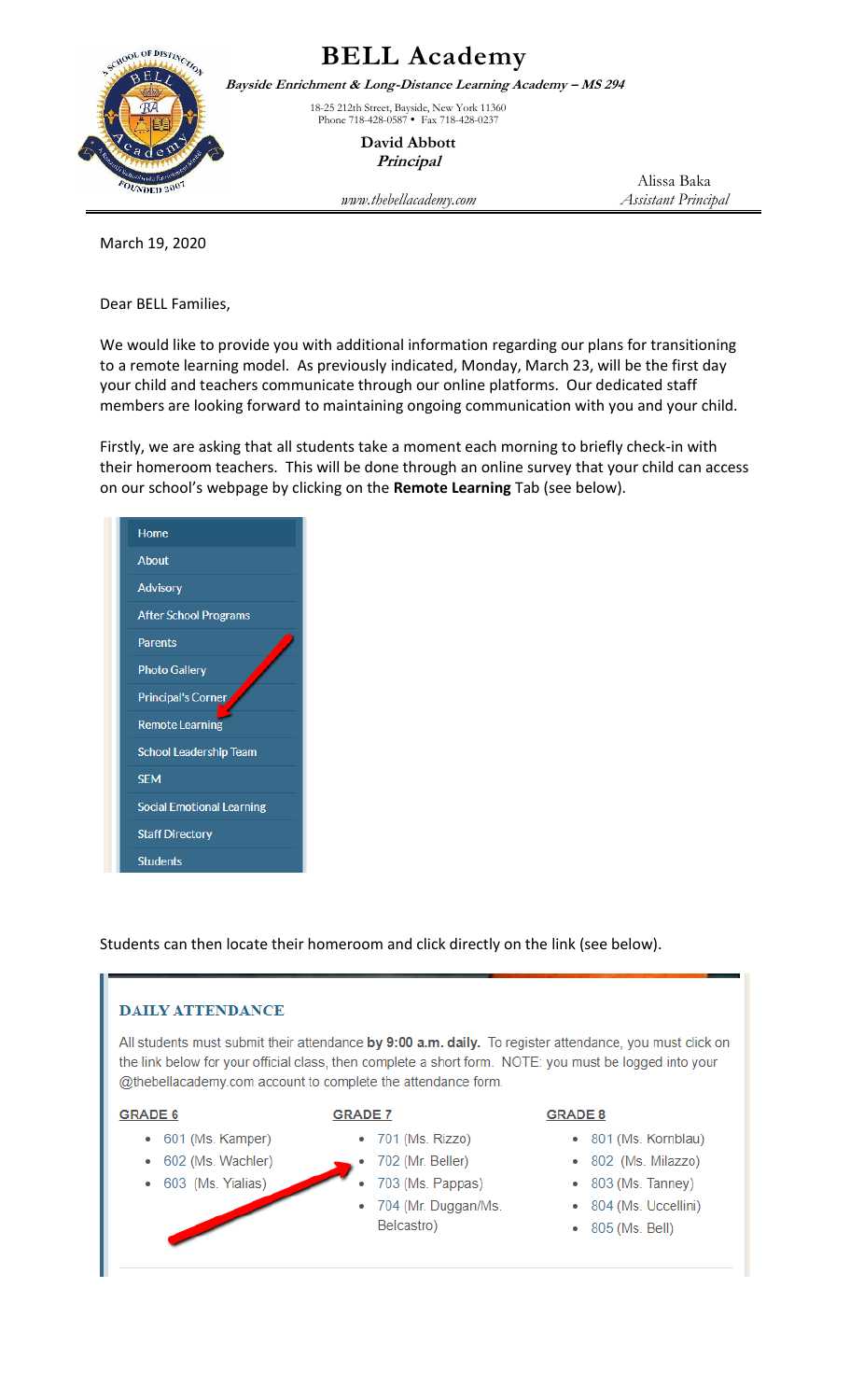# BELL Academy

***Bayside Enrichment & Long-Distance Learning Academy – MS 294***

18-25 212th Street, Bayside, New York 11360
Phone 718-428-0587 • Fax 718-428-0237

**David Abbott**
***Principal***

*www.thebellacademy.com*

Alissa Baka
*Assistant Principal*

---

March 19, 2020

Dear BELL Families,

We would like to provide you with additional information regarding our plans for transitioning to a remote learning model. As previously indicated, Monday, March 23, will be the first day your child and teachers communicate through our online platforms. Our dedicated staff members are looking forward to maintaining ongoing communication with you and your child.

Firstly, we are asking that all students take a moment each morning to briefly check-in with their homeroom teachers. This will be done through an online survey that your child can access on our school's webpage by clicking on the **Remote Learning** Tab (see below).

- Home
- About
- Advisory
- After School Programs
- Parents
- Photo Gallery
- Principal's Corner
- Remote Learning
- School Leadership Team
- SEM
- Social Emotional Learning
- Staff Directory
- Students

Students can then locate their homeroom and click directly on the link (see below).

**DAILY ATTENDANCE**

All students must submit their attendance **by 9:00 a.m. daily.** To register attendance, you must click on the link below for your official class, then complete a short form. NOTE: you must be logged into your @thebellacademy.com account to complete the attendance form.

**GRADE 6**

- 601 (Ms. Kamper)
- 602 (Ms. Wachler)
- 603 (Ms. Yialias)

**GRADE 7**

- 701 (Ms. Rizzo)
- 702 (Mr. Beller)
- 703 (Ms. Pappas)
- 704 (Mr. Duggan/Ms. Belcastro)

**GRADE 8**

- 801 (Ms. Kornblau)
- 802 (Ms. Milazzo)
- 803 (Ms. Tanney)
- 804 (Ms. Uccellini)
- 805 (Ms. Bell)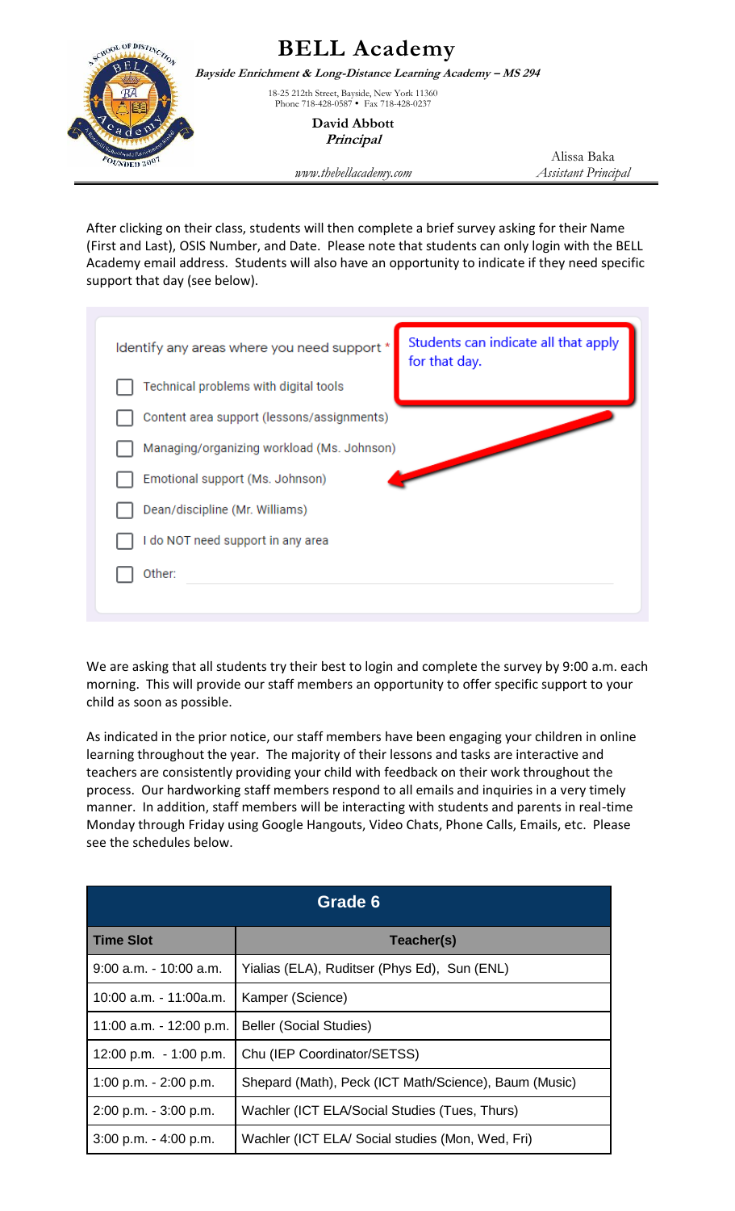# BELL Academy

***Bayside Enrichment & Long-Distance Learning Academy – MS 294***

18-25 212th Street, Bayside, New York 11360
Phone 718-428-0587 • Fax 718-428-0237

**David Abbott**
***Principal***

*www.thebellacademy.com*

Alissa Baka
*Assistant Principal*

After clicking on their class, students will then complete a brief survey asking for their Name (First and Last), OSIS Number, and Date. Please note that students can only login with the BELL Academy email address. Students will also have an opportunity to indicate if they need specific support that day (see below).

Identify any areas where you need support *

- [ ] Technical problems with digital tools
- [ ] Content area support (lessons/assignments)
- [ ] Managing/organizing workload (Ms. Johnson)
- [ ] Emotional support (Ms. Johnson)
- [ ] Dean/discipline (Mr. Williams)
- [ ] I do NOT need support in any area
- [ ] Other:

Students can indicate all that apply for that day.

We are asking that all students try their best to login and complete the survey by 9:00 a.m. each morning. This will provide our staff members an opportunity to offer specific support to your child as soon as possible.

As indicated in the prior notice, our staff members have been engaging your children in online learning throughout the year. The majority of their lessons and tasks are interactive and teachers are consistently providing your child with feedback on their work throughout the process. Our hardworking staff members respond to all emails and inquiries in a very timely manner. In addition, staff members will be interacting with students and parents in real-time Monday through Friday using Google Hangouts, Video Chats, Phone Calls, Emails, etc. Please see the schedules below.

| Grade 6 | |
|---|---|
| **Time Slot** | **Teacher(s)** |
| 9:00 a.m. - 10:00 a.m. | Yialias (ELA), Ruditser (Phys Ed), Sun (ENL) |
| 10:00 a.m. - 11:00a.m. | Kamper (Science) |
| 11:00 a.m. - 12:00 p.m. | Beller (Social Studies) |
| 12:00 p.m. - 1:00 p.m. | Chu (IEP Coordinator/SETSS) |
| 1:00 p.m. - 2:00 p.m. | Shepard (Math), Peck (ICT Math/Science), Baum (Music) |
| 2:00 p.m. - 3:00 p.m. | Wachler (ICT ELA/Social Studies (Tues, Thurs) |
| 3:00 p.m. - 4:00 p.m. | Wachler (ICT ELA/ Social studies (Mon, Wed, Fri) |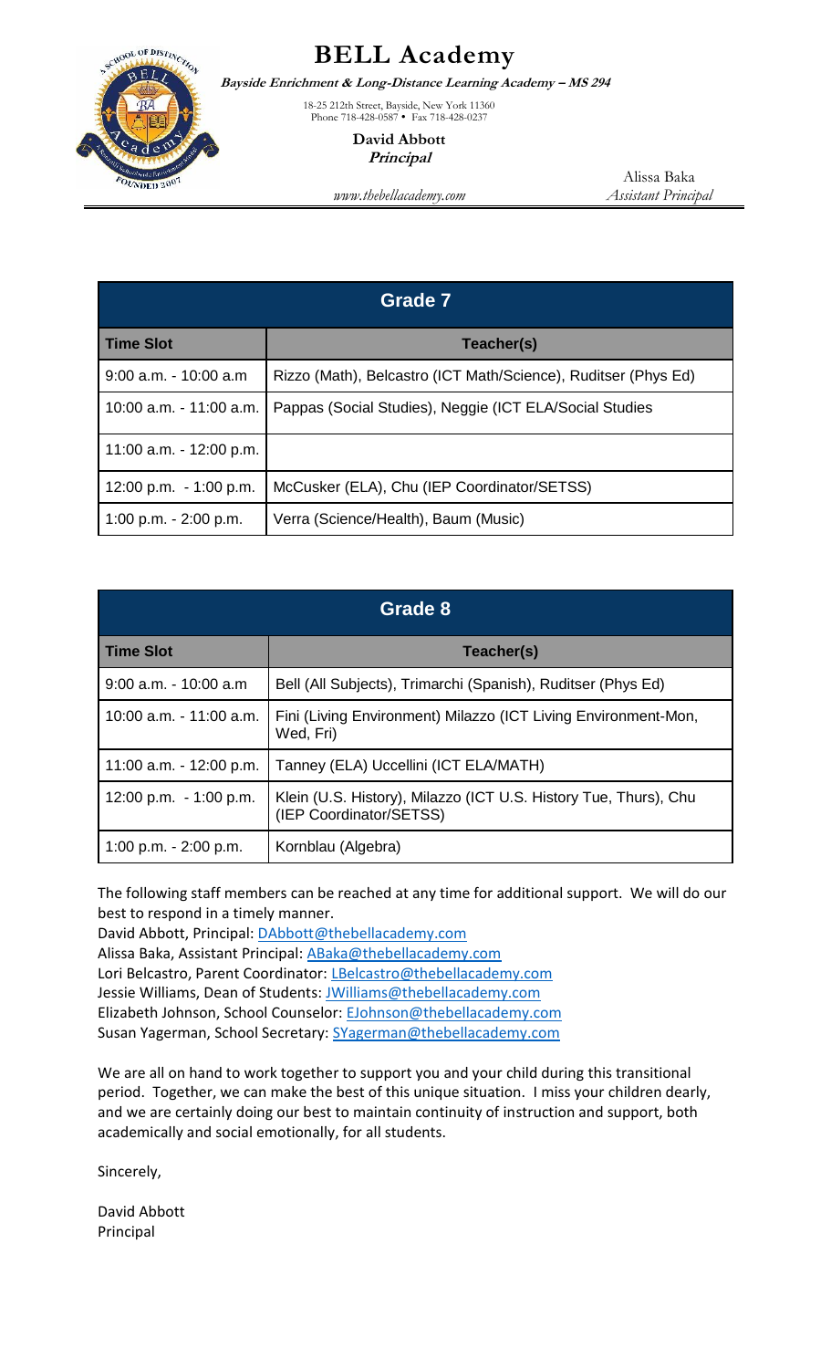# BELL Academy

**Bayside Enrichment & Long-Distance Learning Academy – MS 294**

18-25 212th Street, Bayside, New York 11360
Phone 718-428-0587 • Fax 718-428-0237

**David Abbott**
***Principal***

*www.thebellacademy.com*

Alissa Baka
*Assistant Principal*

| Grade 7 | |
|---|---|
| **Time Slot** | **Teacher(s)** |
| 9:00 a.m. - 10:00 a.m | Rizzo (Math), Belcastro (ICT Math/Science), Ruditser (Phys Ed) |
| 10:00 a.m. - 11:00 a.m. | Pappas (Social Studies), Neggie (ICT ELA/Social Studies |
| 11:00 a.m. - 12:00 p.m. | |
| 12:00 p.m. - 1:00 p.m. | McCusker (ELA), Chu (IEP Coordinator/SETSS) |
| 1:00 p.m. - 2:00 p.m. | Verra (Science/Health), Baum (Music) |

| Grade 8 | |
|---|---|
| **Time Slot** | **Teacher(s)** |
| 9:00 a.m. - 10:00 a.m | Bell (All Subjects), Trimarchi (Spanish), Ruditser (Phys Ed) |
| 10:00 a.m. - 11:00 a.m. | Fini (Living Environment) Milazzo (ICT Living Environment-Mon, Wed, Fri) |
| 11:00 a.m. - 12:00 p.m. | Tanney (ELA) Uccellini (ICT ELA/MATH) |
| 12:00 p.m. - 1:00 p.m. | Klein (U.S. History), Milazzo (ICT U.S. History Tue, Thurs), Chu (IEP Coordinator/SETSS) |
| 1:00 p.m. - 2:00 p.m. | Kornblau (Algebra) |

The following staff members can be reached at any time for additional support. We will do our best to respond in a timely manner.

David Abbott, Principal: DAbbott@thebellacademy.com
Alissa Baka, Assistant Principal: ABaka@thebellacademy.com
Lori Belcastro, Parent Coordinator: LBelcastro@thebellacademy.com
Jessie Williams, Dean of Students: JWilliams@thebellacademy.com
Elizabeth Johnson, School Counselor: EJohnson@thebellacademy.com
Susan Yagerman, School Secretary: SYagerman@thebellacademy.com

We are all on hand to work together to support you and your child during this transitional period. Together, we can make the best of this unique situation. I miss your children dearly, and we are certainly doing our best to maintain continuity of instruction and support, both academically and social emotionally, for all students.

Sincerely,

David Abbott
Principal